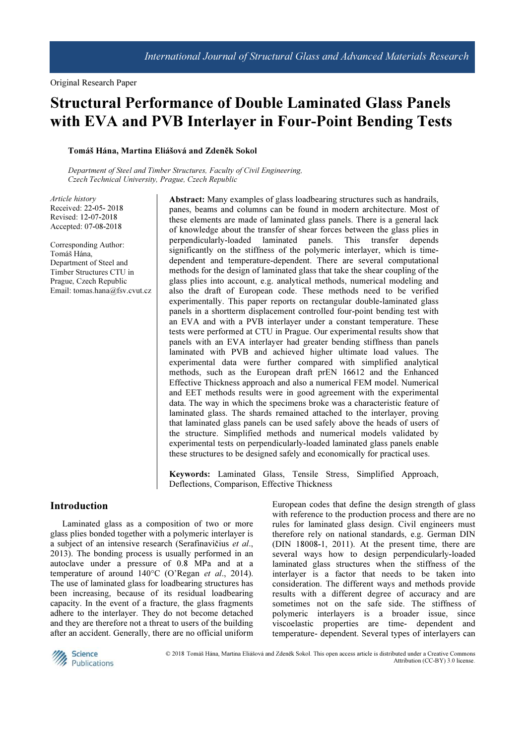Original Research Paper

# Structural Performance of Double Laminated Glass Panels with EVA and PVB Interlayer in Four-Point Bending Tests

**Tomáš Hána, Martina Eliášová and Zdeněk Sokol**

*Department of Steel and Timber Structures, Faculty of Civil Engineering, Czech Technical University, Prague, Czech Republic*

*Article history*
Received: 22-05- 2018
Revised: 12-07-2018
Accepted: 07-08-2018

Corresponding Author:
Tomáš Hána,
Department of Steel and Timber Structures CTU in Prague, Czech Republic
Email: tomas.hana@fsv.cvut.cz

**Abstract:** Many examples of glass loadbearing structures such as handrails, panes, beams and columns can be found in modern architecture. Most of these elements are made of laminated glass panels. There is a general lack of knowledge about the transfer of shear forces between the glass plies in perpendicularly-loaded laminated panels. This transfer depends significantly on the stiffness of the polymeric interlayer, which is time-dependent and temperature-dependent. There are several computational methods for the design of laminated glass that take the shear coupling of the glass plies into account, e.g. analytical methods, numerical modeling and also the draft of European code. These methods need to be verified experimentally. This paper reports on rectangular double-laminated glass panels in a shortterm displacement controlled four-point bending test with an EVA and with a PVB interlayer under a constant temperature. These tests were performed at CTU in Prague. Our experimental results show that panels with an EVA interlayer had greater bending stiffness than panels laminated with PVB and achieved higher ultimate load values. The experimental data were further compared with simplified analytical methods, such as the European draft prEN 16612 and the Enhanced Effective Thickness approach and also a numerical FEM model. Numerical and EET methods results were in good agreement with the experimental data. The way in which the specimens broke was a characteristic feature of laminated glass. The shards remained attached to the interlayer, proving that laminated glass panels can be used safely above the heads of users of the structure. Simplified methods and numerical models validated by experimental tests on perpendicularly-loaded laminated glass panels enable these structures to be designed safely and economically for practical uses.

**Keywords:** Laminated Glass, Tensile Stress, Simplified Approach, Deflections, Comparison, Effective Thickness

## Introduction

Laminated glass as a composition of two or more glass plies bonded together with a polymeric interlayer is a subject of an intensive research (Serafinavičius *et al*., 2013). The bonding process is usually performed in an autoclave under a pressure of 0.8 MPa and at a temperature of around 140°C (O'Regan *et al*., 2014). The use of laminated glass for loadbearing structures has been increasing, because of its residual loadbearing capacity. In the event of a fracture, the glass fragments adhere to the interlayer. They do not become detached and they are therefore not a threat to users of the building after an accident. Generally, there are no official uniform European codes that define the design strength of glass with reference to the production process and there are no rules for laminated glass design. Civil engineers must therefore rely on national standards, e.g. German DIN (DIN 18008-1, 2011). At the present time, there are several ways how to design perpendicularly-loaded laminated glass structures when the stiffness of the interlayer is a factor that needs to be taken into consideration. The different ways and methods provide results with a different degree of accuracy and are sometimes not on the safe side. The stiffness of polymeric interlayers is a broader issue, since viscoelastic properties are time- dependent and temperature- dependent. Several types of interlayers can

© 2018 Tomáš Hána, Martina Eliášová and Zdeněk Sokol. This open access article is distributed under a Creative Commons Attribution (CC-BY) 3.0 license.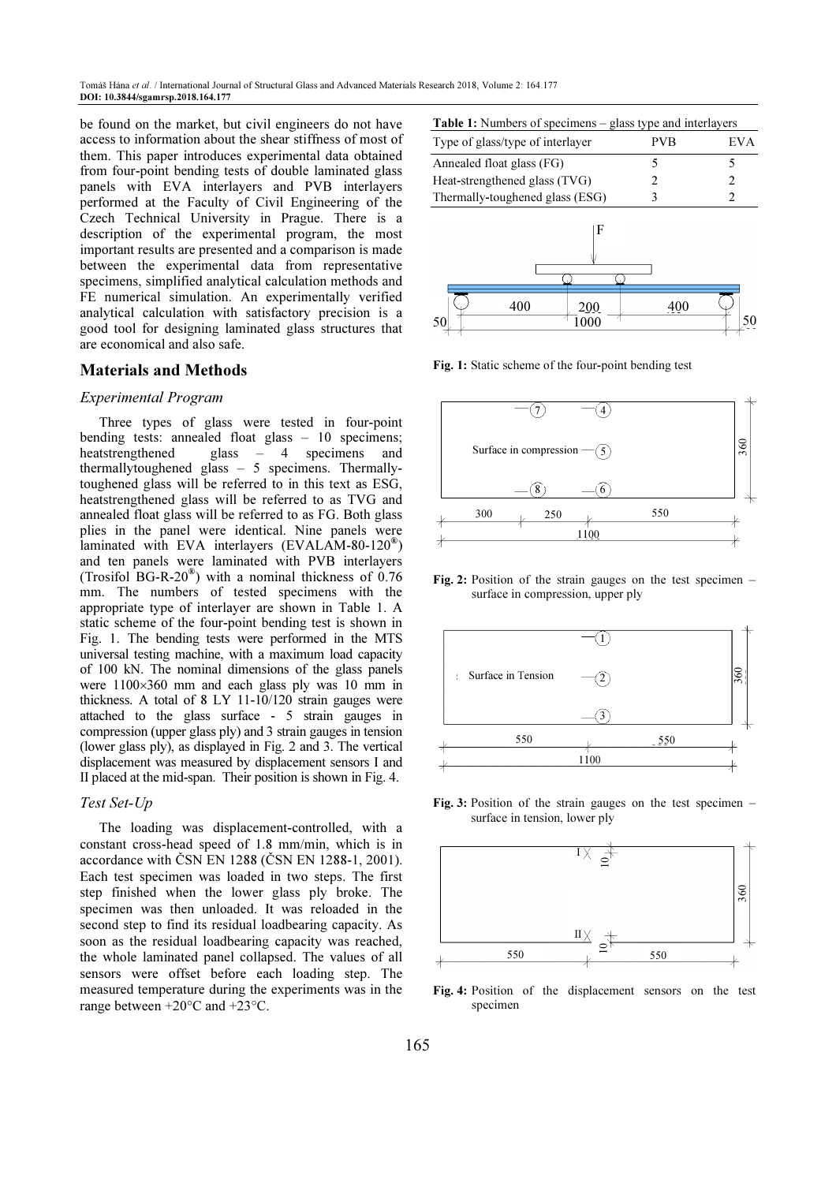be found on the market, but civil engineers do not have access to information about the shear stiffness of most of them. This paper introduces experimental data obtained from four-point bending tests of double laminated glass panels with EVA interlayers and PVB interlayers performed at the Faculty of Civil Engineering of the Czech Technical University in Prague. There is a description of the experimental program, the most important results are presented and a comparison is made between the experimental data from representative specimens, simplified analytical calculation methods and FE numerical simulation. An experimentally verified analytical calculation with satisfactory precision is a good tool for designing laminated glass structures that are economical and also safe.

## Materials and Methods

### *Experimental Program*

Three types of glass were tested in four-point bending tests: annealed float glass – 10 specimens; heatstrengthened glass – 4 specimens and thermallytoughened glass – 5 specimens. Thermally-toughened glass will be referred to in this text as ESG, heatstrengthened glass will be referred to as TVG and annealed float glass will be referred to as FG. Both glass plies in the panel were identical. Nine panels were laminated with EVA interlayers (EVALAM-80-120®) and ten panels were laminated with PVB interlayers (Trosifol BG-R-20®) with a nominal thickness of 0.76 mm. The numbers of tested specimens with the appropriate type of interlayer are shown in Table 1. A static scheme of the four-point bending test is shown in Fig. 1. The bending tests were performed in the MTS universal testing machine, with a maximum load capacity of 100 kN. The nominal dimensions of the glass panels were 1100×360 mm and each glass ply was 10 mm in thickness. A total of 8 LY 11-10/120 strain gauges were attached to the glass surface - 5 strain gauges in compression (upper glass ply) and 3 strain gauges in tension (lower glass ply), as displayed in Fig. 2 and 3. The vertical displacement was measured by displacement sensors I and II placed at the mid-span. Their position is shown in Fig. 4.

### *Test Set-Up*

The loading was displacement-controlled, with a constant cross-head speed of 1.8 mm/min, which is in accordance with ČSN EN 1288 (ČSN EN 1288-1, 2001). Each test specimen was loaded in two steps. The first step finished when the lower glass ply broke. The specimen was then unloaded. It was reloaded in the second step to find its residual loadbearing capacity. As soon as the residual loadbearing capacity was reached, the whole laminated panel collapsed. The values of all sensors were offset before each loading step. The measured temperature during the experiments was in the range between +20°C and +23°C.

**Table 1:** Numbers of specimens – glass type and interlayers

| Type of glass/type of interlayer | PVB | EVA |
|---|---|---|
| Annealed float glass (FG) | 5 | 5 |
| Heat-strengthened glass (TVG) | 2 | 2 |
| Thermally-toughened glass (ESG) | 3 | 2 |

**Fig. 1:** Static scheme of the four-point bending test

**Fig. 2:** Position of the strain gauges on the test specimen – surface in compression, upper ply

**Fig. 3:** Position of the strain gauges on the test specimen – surface in tension, lower ply

**Fig. 4:** Position of the displacement sensors on the test specimen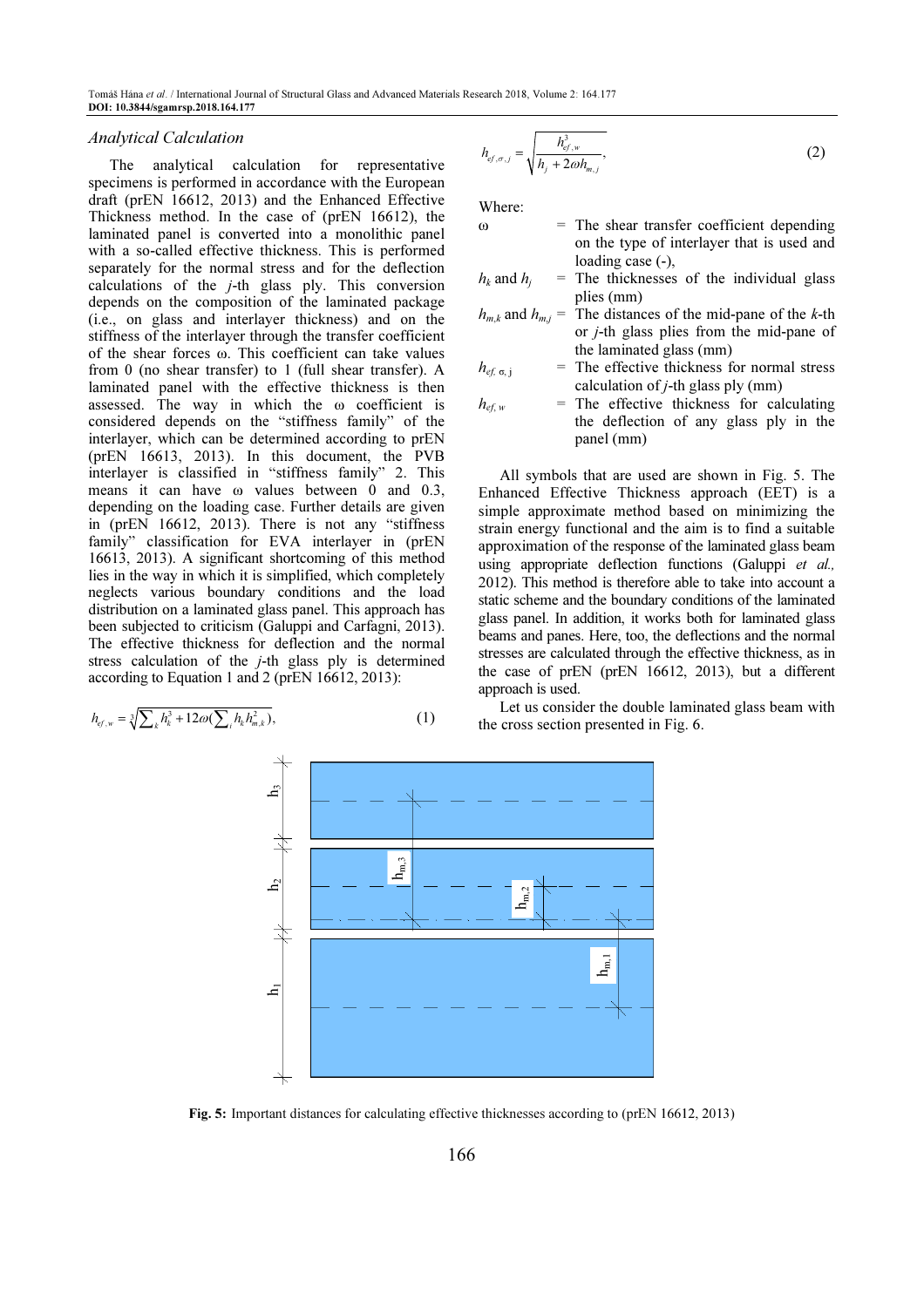### *Analytical Calculation*

The analytical calculation for representative specimens is performed in accordance with the European draft (prEN 16612, 2013) and the Enhanced Effective Thickness method. In the case of (prEN 16612), the laminated panel is converted into a monolithic panel with a so-called effective thickness. This is performed separately for the normal stress and for the deflection calculations of the *j*-th glass ply. This conversion depends on the composition of the laminated package (i.e., on glass and interlayer thickness) and on the stiffness of the interlayer through the transfer coefficient of the shear forces ω. This coefficient can take values from 0 (no shear transfer) to 1 (full shear transfer). A laminated panel with the effective thickness is then assessed. The way in which the ω coefficient is considered depends on the "stiffness family" of the interlayer, which can be determined according to prEN (prEN 16613, 2013). In this document, the PVB interlayer is classified in "stiffness family" 2. This means it can have ω values between 0 and 0.3, depending on the loading case. Further details are given in (prEN 16612, 2013). There is not any "stiffness family" classification for EVA interlayer in (prEN 16613, 2013). A significant shortcoming of this method lies in the way in which it is simplified, which completely neglects various boundary conditions and the load distribution on a laminated glass panel. This approach has been subjected to criticism (Galuppi and Carfagni, 2013). The effective thickness for deflection and the normal stress calculation of the *j*-th glass ply is determined according to Equation 1 and 2 (prEN 16612, 2013):

$$h_{ef,w} = \sqrt[3]{\sum_k h_k^3 + 12\omega\left(\sum_i h_k h_{m,k}^2\right)}, \tag{1}$$

$$h_{ef,\sigma,j} = \sqrt{\frac{h_{ef,w}^3}{h_j + 2\omega h_{m,j}}}, \tag{2}$$

Where:

| | | |
|---|---|---|
| $\omega$ | = | The shear transfer coefficient depending on the type of interlayer that is used and loading case (-), |
| $h_k$ and $h_j$ | = | The thicknesses of the individual glass plies (mm) |
| $h_{m,k}$ and $h_{m,j}$ | = | The distances of the mid-pane of the *k*-th or *j*-th glass plies from the mid-pane of the laminated glass (mm) |
| $h_{ef,\sigma,j}$ | = | The effective thickness for normal stress calculation of *j*-th glass ply (mm) |
| $h_{ef,w}$ | = | The effective thickness for calculating the deflection of any glass ply in the panel (mm) |

All symbols that are used are shown in Fig. 5. The Enhanced Effective Thickness approach (EET) is a simple approximate method based on minimizing the strain energy functional and the aim is to find a suitable approximation of the response of the laminated glass beam using appropriate deflection functions (Galuppi *et al.,* 2012). This method is therefore able to take into account a static scheme and the boundary conditions of the laminated glass panel. In addition, it works both for laminated glass beams and panes. Here, too, the deflections and the normal stresses are calculated through the effective thickness, as in the case of prEN (prEN 16612, 2013), but a different approach is used.

Let us consider the double laminated glass beam with the cross section presented in Fig. 6.

**Fig. 5:** Important distances for calculating effective thicknesses according to (prEN 16612, 2013)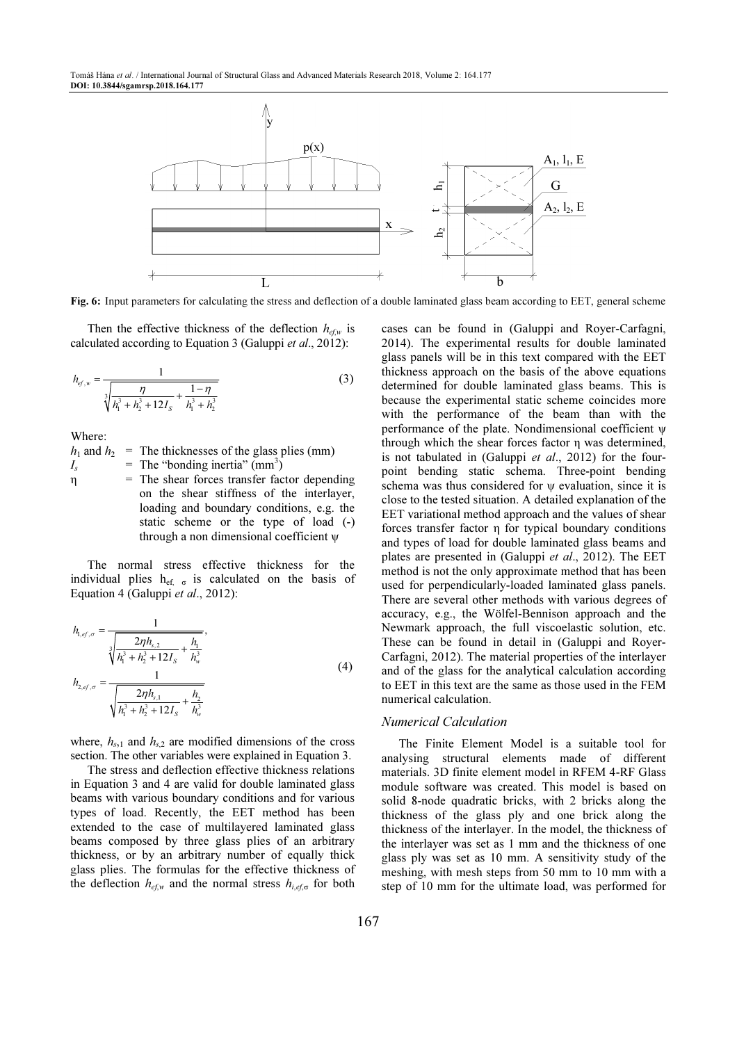Fig. 6: Input parameters for calculating the stress and deflection of a double laminated glass beam according to EET, general scheme

Then the effective thickness of the deflection $h_{ef,w}$ is calculated according to Equation 3 (Galuppi *et al*., 2012):

$$h_{ef,w} = \frac{1}{\sqrt[3]{\dfrac{\eta}{h_1^3 + h_2^3 + 12I_S} + \dfrac{1-\eta}{h_1^3 + h_2^3}}} \tag{3}$$

Where:

$h_1$ and $h_2$ = The thicknesses of the glass plies (mm)
$I_s$ = The "bonding inertia" (mm$^3$)
η = The shear forces transfer factor depending on the shear stiffness of the interlayer, loading and boundary conditions, e.g. the static scheme or the type of load (-) through a non dimensional coefficient ψ

The normal stress effective thickness for the individual plies $h_{ef,\sigma}$ is calculated on the basis of Equation 4 (Galuppi *et al*., 2012):

$$h_{1,ef,\sigma} = \frac{1}{\sqrt[3]{\dfrac{2\eta h_{s,2}}{h_1^3 + h_2^3 + 12I_S} + \dfrac{h_1}{h_w^3}}},$$

$$h_{2,ef,\sigma} = \frac{1}{\sqrt{\dfrac{2\eta h_{s,1}}{h_1^3 + h_2^3 + 12I_S} + \dfrac{h_2}{h_w^3}}} \tag{4}$$

where, $h_{s,1}$ and $h_{s,2}$ are modified dimensions of the cross section. The other variables were explained in Equation 3.

The stress and deflection effective thickness relations in Equation 3 and 4 are valid for double laminated glass beams with various boundary conditions and for various types of load. Recently, the EET method has been extended to the case of multilayered laminated glass beams composed by three glass plies of an arbitrary thickness, or by an arbitrary number of equally thick glass plies. The formulas for the effective thickness of the deflection $h_{ef,w}$ and the normal stress $h_{i,ef,\sigma}$ for both cases can be found in (Galuppi and Royer-Carfagni, 2014). The experimental results for double laminated glass panels will be in this text compared with the EET thickness approach on the basis of the above equations determined for double laminated glass beams. This is because the experimental static scheme coincides more with the performance of the beam than with the performance of the plate. Nondimensional coefficient ψ through which the shear forces factor η was determined, is not tabulated in (Galuppi *et al*., 2012) for the four-point bending static schema. Three-point bending schema was thus considered for ψ evaluation, since it is close to the tested situation. A detailed explanation of the EET variational method approach and the values of shear forces transfer factor η for typical boundary conditions and types of load for double laminated glass beams and plates are presented in (Galuppi *et al*., 2012). The EET method is not the only approximate method that has been used for perpendicularly-loaded laminated glass panels. There are several other methods with various degrees of accuracy, e.g., the Wölfel-Bennison approach and the Newmark approach, the full viscoelastic solution, etc. These can be found in detail in (Galuppi and Royer-Carfagni, 2012). The material properties of the interlayer and of the glass for the analytical calculation according to EET in this text are the same as those used in the FEM numerical calculation.

### Numerical Calculation

The Finite Element Model is a suitable tool for analysing structural elements made of different materials. 3D finite element model in RFEM 4-RF Glass module software was created. This model is based on solid 8-node quadratic bricks, with 2 bricks along the thickness of the glass ply and one brick along the thickness of the interlayer. In the model, the thickness of the interlayer was set as 1 mm and the thickness of one glass ply was set as 10 mm. A sensitivity study of the meshing, with mesh steps from 50 mm to 10 mm with a step of 10 mm for the ultimate load, was performed for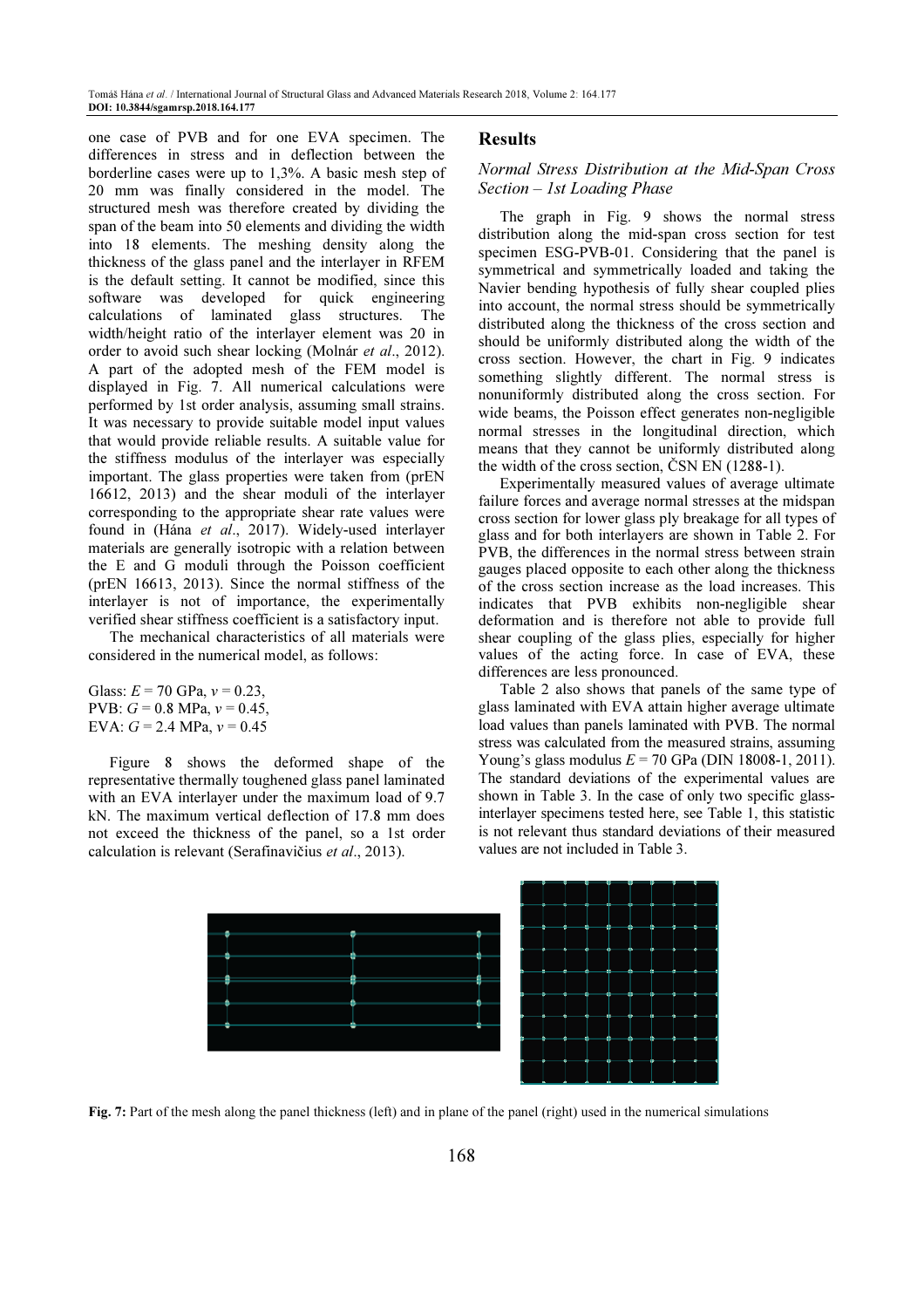one case of PVB and for one EVA specimen. The differences in stress and in deflection between the borderline cases were up to 1,3%. A basic mesh step of 20 mm was finally considered in the model. The structured mesh was therefore created by dividing the span of the beam into 50 elements and dividing the width into 18 elements. The meshing density along the thickness of the glass panel and the interlayer in RFEM is the default setting. It cannot be modified, since this software was developed for quick engineering calculations of laminated glass structures. The width/height ratio of the interlayer element was 20 in order to avoid such shear locking (Molnár *et al*., 2012). A part of the adopted mesh of the FEM model is displayed in Fig. 7. All numerical calculations were performed by 1st order analysis, assuming small strains. It was necessary to provide suitable model input values that would provide reliable results. A suitable value for the stiffness modulus of the interlayer was especially important. The glass properties were taken from (prEN 16612, 2013) and the shear moduli of the interlayer corresponding to the appropriate shear rate values were found in (Hána *et al*., 2017). Widely-used interlayer materials are generally isotropic with a relation between the E and G moduli through the Poisson coefficient (prEN 16613, 2013). Since the normal stiffness of the interlayer is not of importance, the experimentally verified shear stiffness coefficient is a satisfactory input.

The mechanical characteristics of all materials were considered in the numerical model, as follows:

Glass: $E$ = 70 GPa, $v$ = 0.23,
PVB: $G$ = 0.8 MPa, $v$ = 0.45,
EVA: $G$ = 2.4 MPa, $v$ = 0.45

Figure 8 shows the deformed shape of the representative thermally toughened glass panel laminated with an EVA interlayer under the maximum load of 9.7 kN. The maximum vertical deflection of 17.8 mm does not exceed the thickness of the panel, so a 1st order calculation is relevant (Serafinavičius *et al*., 2013).

## Results

### *Normal Stress Distribution at the Mid-Span Cross Section – 1st Loading Phase*

The graph in Fig. 9 shows the normal stress distribution along the mid-span cross section for test specimen ESG-PVB-01. Considering that the panel is symmetrical and symmetrically loaded and taking the Navier bending hypothesis of fully shear coupled plies into account, the normal stress should be symmetrically distributed along the thickness of the cross section and should be uniformly distributed along the width of the cross section. However, the chart in Fig. 9 indicates something slightly different. The normal stress is nonuniformly distributed along the cross section. For wide beams, the Poisson effect generates non-negligible normal stresses in the longitudinal direction, which means that they cannot be uniformly distributed along the width of the cross section, ČSN EN (1288-1).

Experimentally measured values of average ultimate failure forces and average normal stresses at the midspan cross section for lower glass ply breakage for all types of glass and for both interlayers are shown in Table 2. For PVB, the differences in the normal stress between strain gauges placed opposite to each other along the thickness of the cross section increase as the load increases. This indicates that PVB exhibits non-negligible shear deformation and is therefore not able to provide full shear coupling of the glass plies, especially for higher values of the acting force. In case of EVA, these differences are less pronounced.

Table 2 also shows that panels of the same type of glass laminated with EVA attain higher average ultimate load values than panels laminated with PVB. The normal stress was calculated from the measured strains, assuming Young's glass modulus $E$ = 70 GPa (DIN 18008-1, 2011). The standard deviations of the experimental values are shown in Table 3. In the case of only two specific glass-interlayer specimens tested here, see Table 1, this statistic is not relevant thus standard deviations of their measured values are not included in Table 3.

**Fig. 7:** Part of the mesh along the panel thickness (left) and in plane of the panel (right) used in the numerical simulations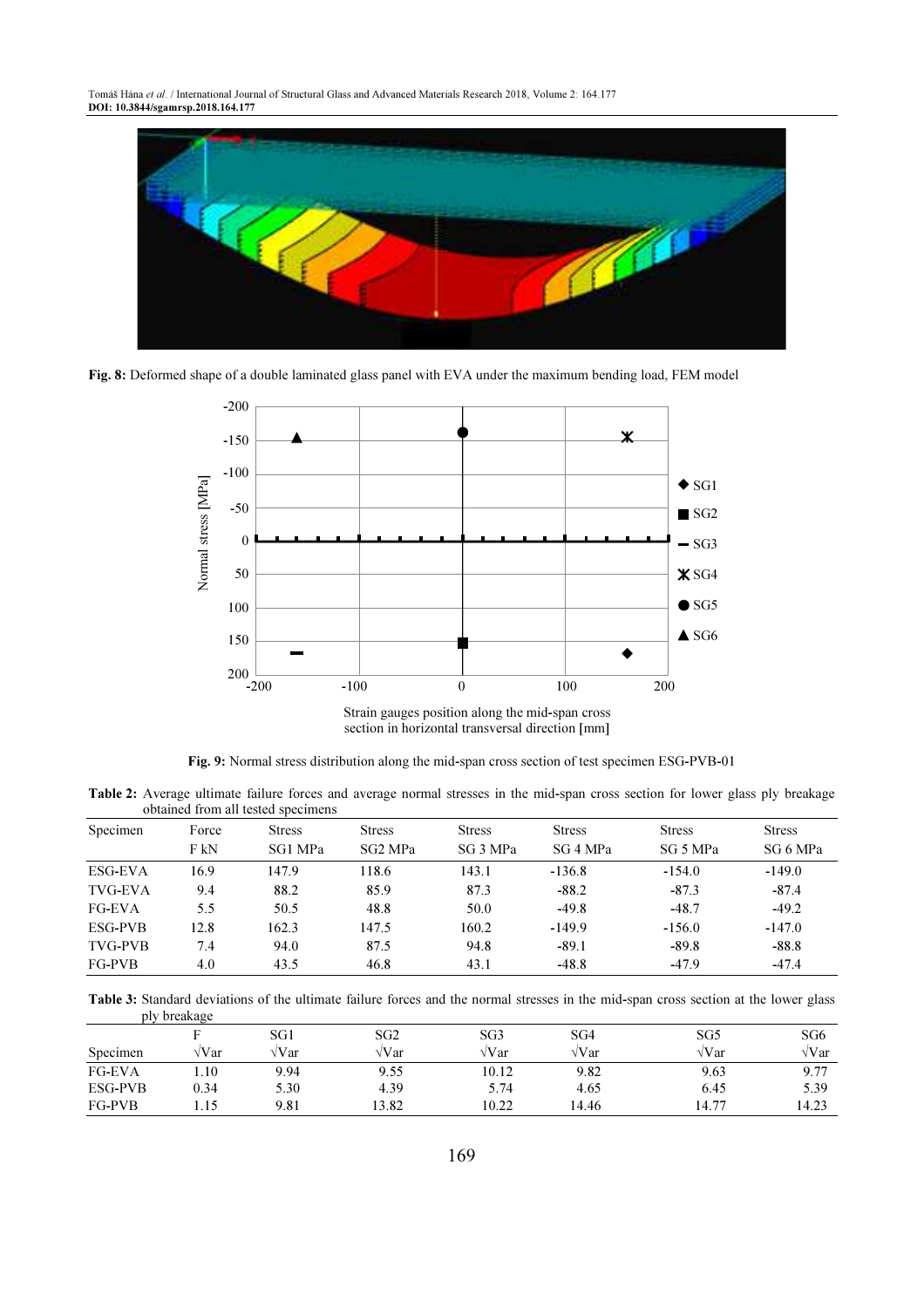**Fig. 8:** Deformed shape of a double laminated glass panel with EVA under the maximum bending load, FEM model

**Fig. 9:** Normal stress distribution along the mid-span cross section of test specimen ESG-PVB-01

**Table 2:** Average ultimate failure forces and average normal stresses in the mid-span cross section for lower glass ply breakage obtained from all tested specimens

| Specimen | Force F kN | Stress SG1 MPa | Stress SG2 MPa | Stress SG 3 MPa | Stress SG 4 MPa | Stress SG 5 MPa | Stress SG 6 MPa |
|---|---|---|---|---|---|---|---|
| ESG-EVA | 16.9 | 147.9 | 118.6 | 143.1 | -136.8 | -154.0 | -149.0 |
| TVG-EVA | 9.4 | 88.2 | 85.9 | 87.3 | -88.2 | -87.3 | -87.4 |
| FG-EVA | 5.5 | 50.5 | 48.8 | 50.0 | -49.8 | -48.7 | -49.2 |
| ESG-PVB | 12.8 | 162.3 | 147.5 | 160.2 | -149.9 | -156.0 | -147.0 |
| TVG-PVB | 7.4 | 94.0 | 87.5 | 94.8 | -89.1 | -89.8 | -88.8 |
| FG-PVB | 4.0 | 43.5 | 46.8 | 43.1 | -48.8 | -47.9 | -47.4 |

**Table 3:** Standard deviations of the ultimate failure forces and the normal stresses in the mid-span cross section at the lower glass ply breakage

| Specimen | F √Var | SG1 √Var | SG2 √Var | SG3 √Var | SG4 √Var | SG5 √Var | SG6 √Var |
|---|---|---|---|---|---|---|---|
| FG-EVA | 1.10 | 9.94 | 9.55 | 10.12 | 9.82 | 9.63 | 9.77 |
| ESG-PVB | 0.34 | 5.30 | 4.39 | 5.74 | 4.65 | 6.45 | 5.39 |
| FG-PVB | 1.15 | 9.81 | 13.82 | 10.22 | 14.46 | 14.77 | 14.23 |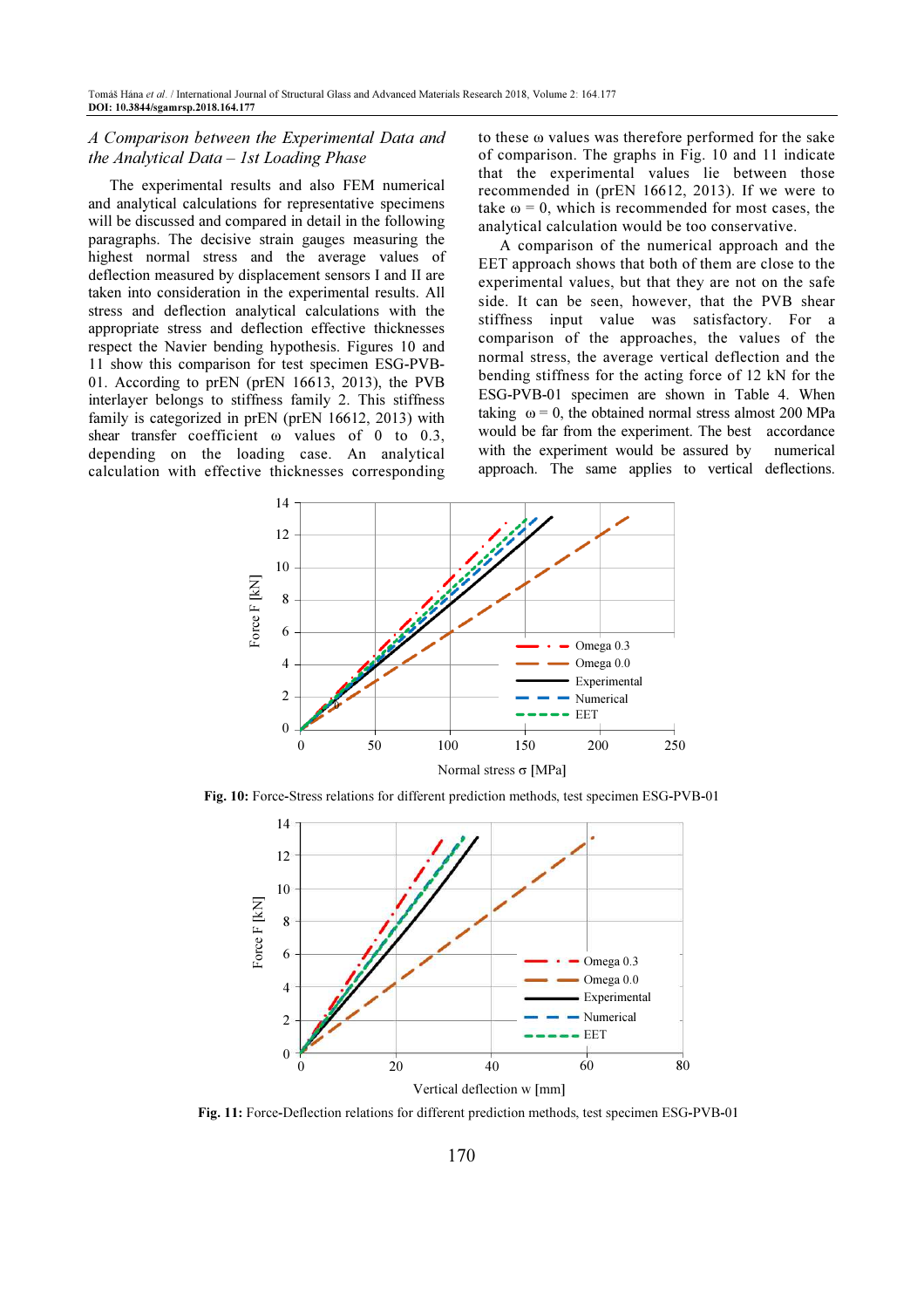### *A Comparison between the Experimental Data and the Analytical Data – 1st Loading Phase*

The experimental results and also FEM numerical and analytical calculations for representative specimens will be discussed and compared in detail in the following paragraphs. The decisive strain gauges measuring the highest normal stress and the average values of deflection measured by displacement sensors I and II are taken into consideration in the experimental results. All stress and deflection analytical calculations with the appropriate stress and deflection effective thicknesses respect the Navier bending hypothesis. Figures 10 and 11 show this comparison for test specimen ESG-PVB-01. According to prEN (prEN 16613, 2013), the PVB interlayer belongs to stiffness family 2. This stiffness family is categorized in prEN (prEN 16612, 2013) with shear transfer coefficient ω values of 0 to 0.3, depending on the loading case. An analytical calculation with effective thicknesses corresponding to these ω values was therefore performed for the sake of comparison. The graphs in Fig. 10 and 11 indicate that the experimental values lie between those recommended in (prEN 16612, 2013). If we were to take ω = 0, which is recommended for most cases, the analytical calculation would be too conservative.

A comparison of the numerical approach and the EET approach shows that both of them are close to the experimental values, but that they are not on the safe side. It can be seen, however, that the PVB shear stiffness input value was satisfactory. For a comparison of the approaches, the values of the normal stress, the average vertical deflection and the bending stiffness for the acting force of 12 kN for the ESG-PVB-01 specimen are shown in Table 4. When taking ω = 0, the obtained normal stress almost 200 MPa would be far from the experiment. The best accordance with the experiment would be assured by numerical approach. The same applies to vertical deflections.

**Fig. 10:** Force-Stress relations for different prediction methods, test specimen ESG-PVB-01

**Fig. 11:** Force-Deflection relations for different prediction methods, test specimen ESG-PVB-01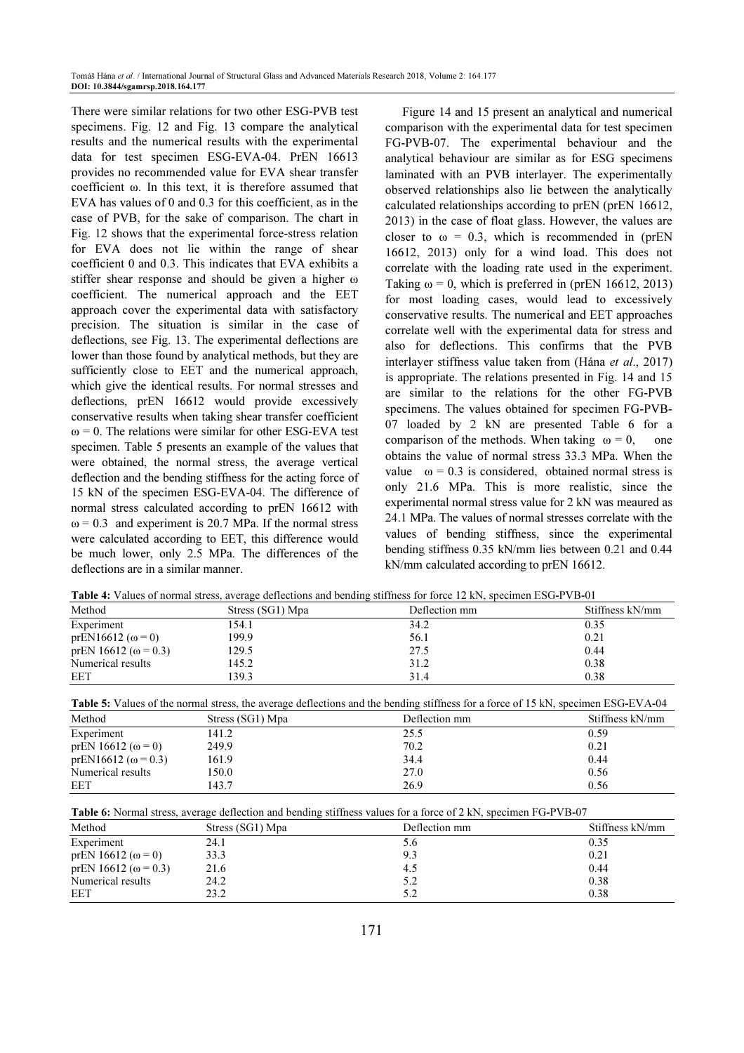There were similar relations for two other ESG-PVB test specimens. Fig. 12 and Fig. 13 compare the analytical results and the numerical results with the experimental data for test specimen ESG-EVA-04. PrEN 16613 provides no recommended value for EVA shear transfer coefficient ω. In this text, it is therefore assumed that EVA has values of 0 and 0.3 for this coefficient, as in the case of PVB, for the sake of comparison. The chart in Fig. 12 shows that the experimental force-stress relation for EVA does not lie within the range of shear coefficient 0 and 0.3. This indicates that EVA exhibits a stiffer shear response and should be given a higher ω coefficient. The numerical approach and the EET approach cover the experimental data with satisfactory precision. The situation is similar in the case of deflections, see Fig. 13. The experimental deflections are lower than those found by analytical methods, but they are sufficiently close to EET and the numerical approach, which give the identical results. For normal stresses and deflections, prEN 16612 would provide excessively conservative results when taking shear transfer coefficient $\omega = 0$. The relations were similar for other ESG-EVA test specimen. Table 5 presents an example of the values that were obtained, the normal stress, the average vertical deflection and the bending stiffness for the acting force of 15 kN of the specimen ESG-EVA-04. The difference of normal stress calculated according to prEN 16612 with $\omega = 0.3$ and experiment is 20.7 MPa. If the normal stress were calculated according to EET, this difference would be much lower, only 2.5 MPa. The differences of the deflections are in a similar manner.

Figure 14 and 15 present an analytical and numerical comparison with the experimental data for test specimen FG-PVB-07. The experimental behaviour and the analytical behaviour are similar as for ESG specimens laminated with an PVB interlayer. The experimentally observed relationships also lie between the analytically calculated relationships according to prEN (prEN 16612, 2013) in the case of float glass. However, the values are closer to $\omega = 0.3$, which is recommended in (prEN 16612, 2013) only for a wind load. This does not correlate with the loading rate used in the experiment. Taking $\omega = 0$, which is preferred in (prEN 16612, 2013) for most loading cases, would lead to excessively conservative results. The numerical and EET approaches correlate well with the experimental data for stress and also for deflections. This confirms that the PVB interlayer stiffness value taken from (Hána *et al*., 2017) is appropriate. The relations presented in Fig. 14 and 15 are similar to the relations for the other FG-PVB specimens. The values obtained for specimen FG-PVB-07 loaded by 2 kN are presented Table 6 for a comparison of the methods. When taking $\omega = 0$, one obtains the value of normal stress 33.3 MPa. When the value $\omega = 0.3$ is considered, obtained normal stress is only 21.6 MPa. This is more realistic, since the experimental normal stress value for 2 kN was meaured as 24.1 MPa. The values of normal stresses correlate with the values of bending stiffness, since the experimental bending stiffness 0.35 kN/mm lies between 0.21 and 0.44 kN/mm calculated according to prEN 16612.

**Table 4:** Values of normal stress, average deflections and bending stiffness for force 12 kN, specimen ESG-PVB-01

| Method | Stress (SG1) Mpa | Deflection mm | Stiffness kN/mm |
|---|---|---|---|
| Experiment | 154.1 | 34.2 | 0.35 |
| prEN16612 ($\omega = 0$) | 199.9 | 56.1 | 0.21 |
| prEN 16612 ($\omega = 0.3$) | 129.5 | 27.5 | 0.44 |
| Numerical results | 145.2 | 31.2 | 0.38 |
| EET | 139.3 | 31.4 | 0.38 |

**Table 5:** Values of the normal stress, the average deflections and the bending stiffness for a force of 15 kN, specimen ESG-EVA-04

| Method | Stress (SG1) Mpa | Deflection mm | Stiffness kN/mm |
|---|---|---|---|
| Experiment | 141.2 | 25.5 | 0.59 |
| prEN 16612 ($\omega = 0$) | 249.9 | 70.2 | 0.21 |
| prEN16612 ($\omega = 0.3$) | 161.9 | 34.4 | 0.44 |
| Numerical results | 150.0 | 27.0 | 0.56 |
| EET | 143.7 | 26.9 | 0.56 |

**Table 6:** Normal stress, average deflection and bending stiffness values for a force of 2 kN, specimen FG-PVB-07

| Method | Stress (SG1) Mpa | Deflection mm | Stiffness kN/mm |
|---|---|---|---|
| Experiment | 24.1 | 5.6 | 0.35 |
| prEN 16612 ($\omega = 0$) | 33.3 | 9.3 | 0.21 |
| prEN 16612 ($\omega = 0.3$) | 21.6 | 4.5 | 0.44 |
| Numerical results | 24.2 | 5.2 | 0.38 |
| EET | 23.2 | 5.2 | 0.38 |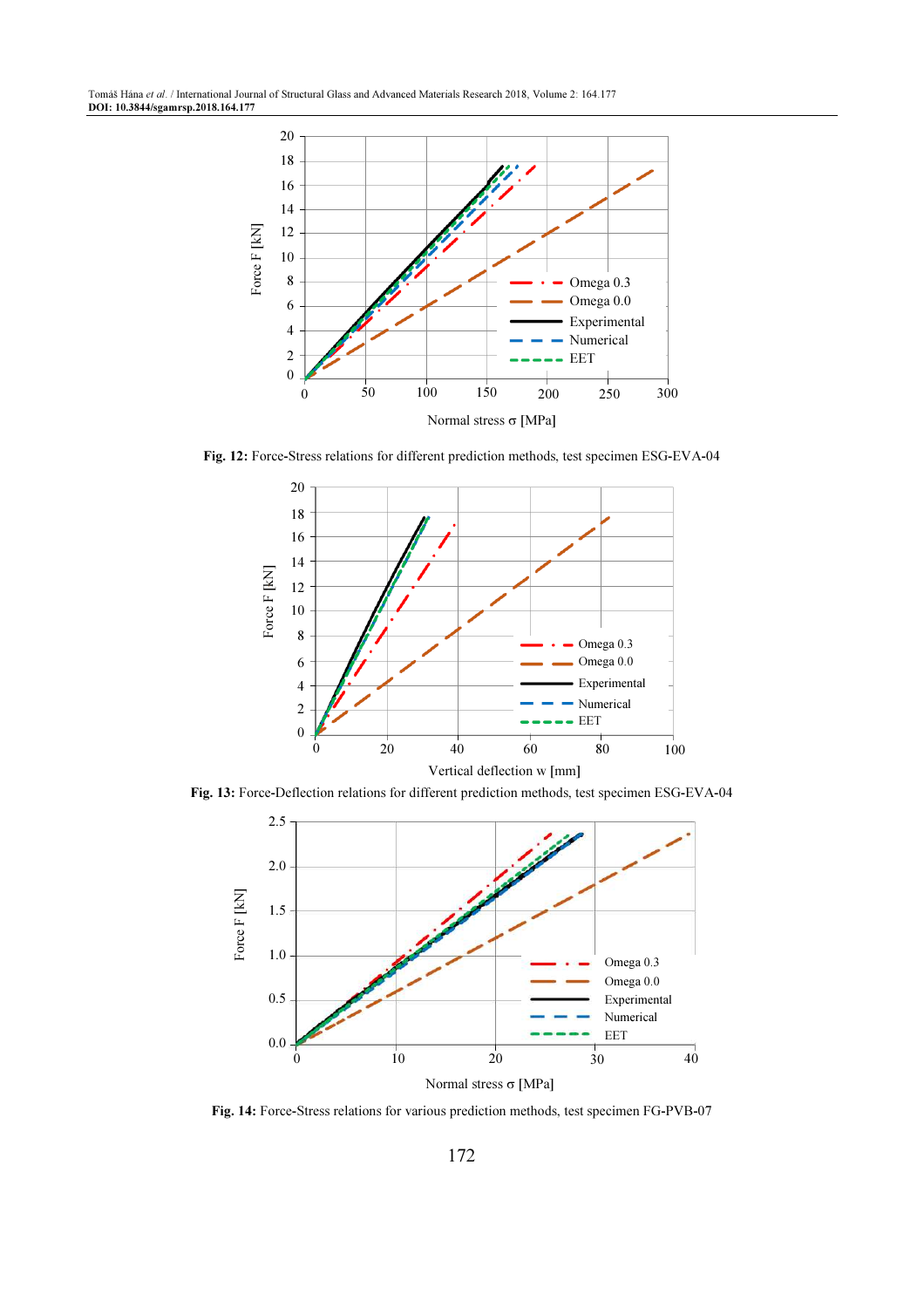**Fig. 12:** Force-Stress relations for different prediction methods, test specimen ESG-EVA-04

**Fig. 13:** Force-Deflection relations for different prediction methods, test specimen ESG-EVA-04

**Fig. 14:** Force-Stress relations for various prediction methods, test specimen FG-PVB-07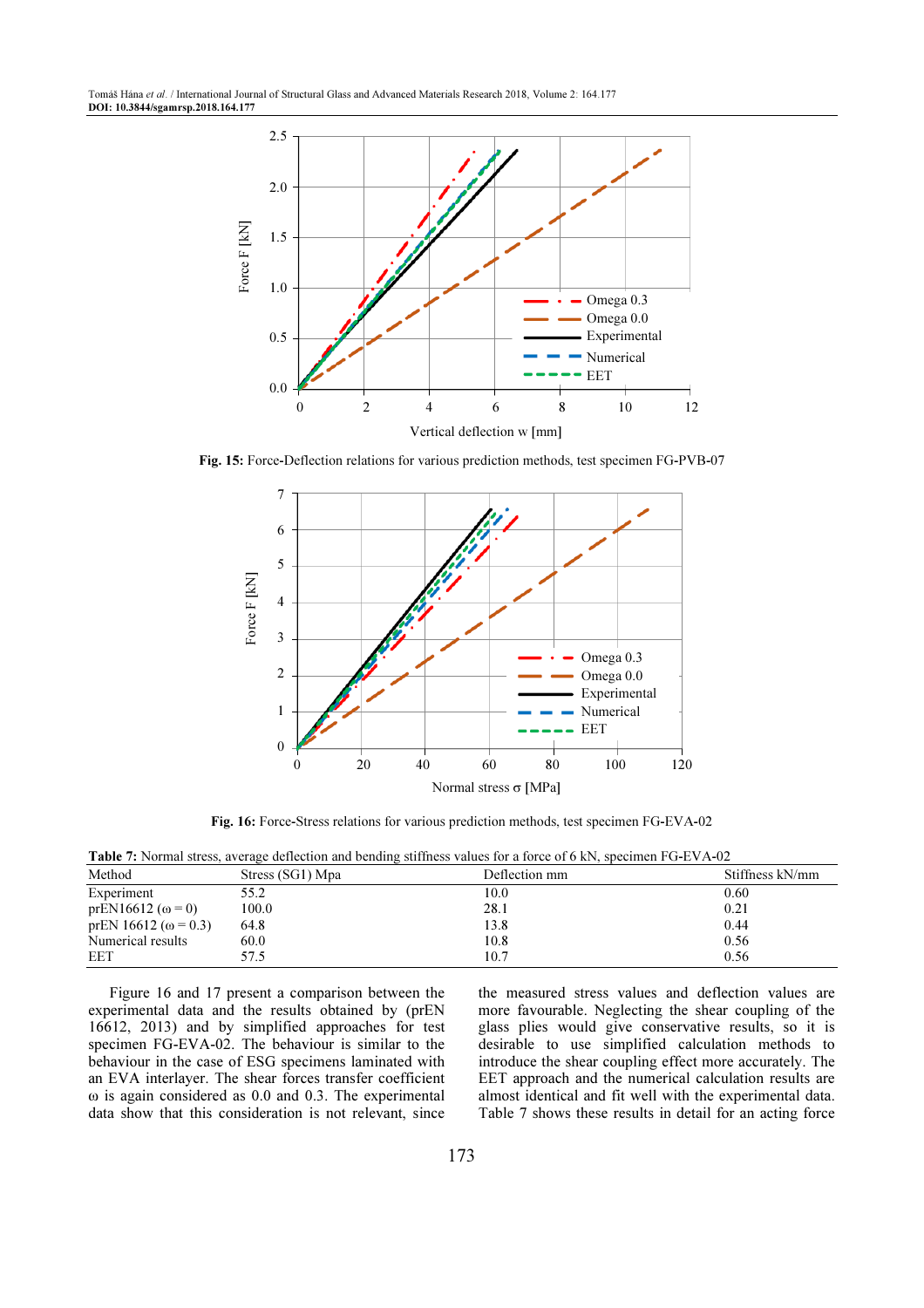Fig. 15: Force-Deflection relations for various prediction methods, test specimen FG-PVB-07

Fig. 16: Force-Stress relations for various prediction methods, test specimen FG-EVA-02

**Table 7:** Normal stress, average deflection and bending stiffness values for a force of 6 kN, specimen FG-EVA-02

| Method | Stress (SG1) Mpa | Deflection mm | Stiffness kN/mm |
|---|---|---|---|
| Experiment | 55.2 | 10.0 | 0.60 |
| prEN16612 ($\omega = 0$) | 100.0 | 28.1 | 0.21 |
| prEN 16612 ($\omega = 0.3$) | 64.8 | 13.8 | 0.44 |
| Numerical results | 60.0 | 10.8 | 0.56 |
| EET | 57.5 | 10.7 | 0.56 |

Figure 16 and 17 present a comparison between the experimental data and the results obtained by (prEN 16612, 2013) and by simplified approaches for test specimen FG-EVA-02. The behaviour is similar to the behaviour in the case of ESG specimens laminated with an EVA interlayer. The shear forces transfer coefficient $\omega$ is again considered as 0.0 and 0.3. The experimental data show that this consideration is not relevant, since the measured stress values and deflection values are more favourable. Neglecting the shear coupling of the glass plies would give conservative results, so it is desirable to use simplified calculation methods to introduce the shear coupling effect more accurately. The EET approach and the numerical calculation results are almost identical and fit well with the experimental data. Table 7 shows these results in detail for an acting force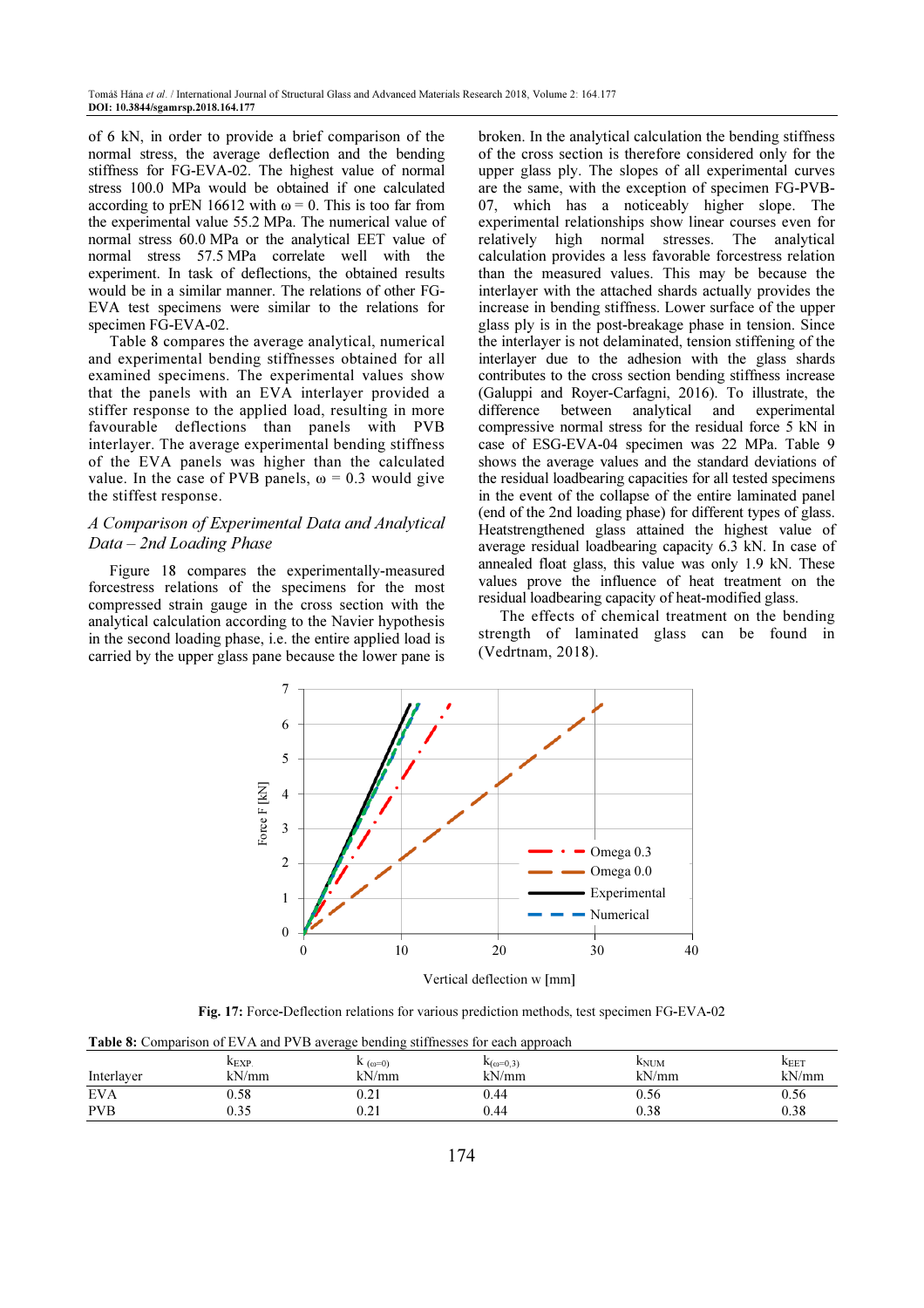of 6 kN, in order to provide a brief comparison of the normal stress, the average deflection and the bending stiffness for FG-EVA-02. The highest value of normal stress 100.0 MPa would be obtained if one calculated according to prEN 16612 with $\omega = 0$. This is too far from the experimental value 55.2 MPa. The numerical value of normal stress 60.0 MPa or the analytical EET value of normal stress 57.5 MPa correlate well with the experiment. In task of deflections, the obtained results would be in a similar manner. The relations of other FG-EVA test specimens were similar to the relations for specimen FG-EVA-02.

Table 8 compares the average analytical, numerical and experimental bending stiffnesses obtained for all examined specimens. The experimental values show that the panels with an EVA interlayer provided a stiffer response to the applied load, resulting in more favourable deflections than panels with PVB interlayer. The average experimental bending stiffness of the EVA panels was higher than the calculated value. In the case of PVB panels, $\omega = 0.3$ would give the stiffest response.

### *A Comparison of Experimental Data and Analytical Data – 2nd Loading Phase*

Figure 18 compares the experimentally-measured forcestress relations of the specimens for the most compressed strain gauge in the cross section with the analytical calculation according to the Navier hypothesis in the second loading phase, i.e. the entire applied load is carried by the upper glass pane because the lower pane is broken. In the analytical calculation the bending stiffness of the cross section is therefore considered only for the upper glass ply. The slopes of all experimental curves are the same, with the exception of specimen FG-PVB-07, which has a noticeably higher slope. The experimental relationships show linear courses even for relatively high normal stresses. The analytical calculation provides a less favorable forcestress relation than the measured values. This may be because the interlayer with the attached shards actually provides the increase in bending stiffness. Lower surface of the upper glass ply is in the post-breakage phase in tension. Since the interlayer is not delaminated, tension stiffening of the interlayer due to the adhesion with the glass shards contributes to the cross section bending stiffness increase (Galuppi and Royer-Carfagni, 2016). To illustrate, the difference between analytical and experimental compressive normal stress for the residual force 5 kN in case of ESG-EVA-04 specimen was 22 MPa. Table 9 shows the average values and the standard deviations of the residual loadbearing capacities for all tested specimens in the event of the collapse of the entire laminated panel (end of the 2nd loading phase) for different types of glass. Heatstrengthened glass attained the highest value of average residual loadbearing capacity 6.3 kN. In case of annealed float glass, this value was only 1.9 kN. These values prove the influence of heat treatment on the residual loadbearing capacity of heat-modified glass.

The effects of chemical treatment on the bending strength of laminated glass can be found in (Vedrtnam, 2018).

**Fig. 17:** Force-Deflection relations for various prediction methods, test specimen FG-EVA-02

**Table 8:** Comparison of EVA and PVB average bending stiffnesses for each approach

| Interlayer | $k_{EXP.}$ kN/mm | $k_{(\omega=0)}$ kN/mm | $k_{(\omega=0,3)}$ kN/mm | $k_{NUM}$ kN/mm | $k_{EET}$ kN/mm |
|---|---|---|---|---|---|
| EVA | 0.58 | 0.21 | 0.44 | 0.56 | 0.56 |
| PVB | 0.35 | 0.21 | 0.44 | 0.38 | 0.38 |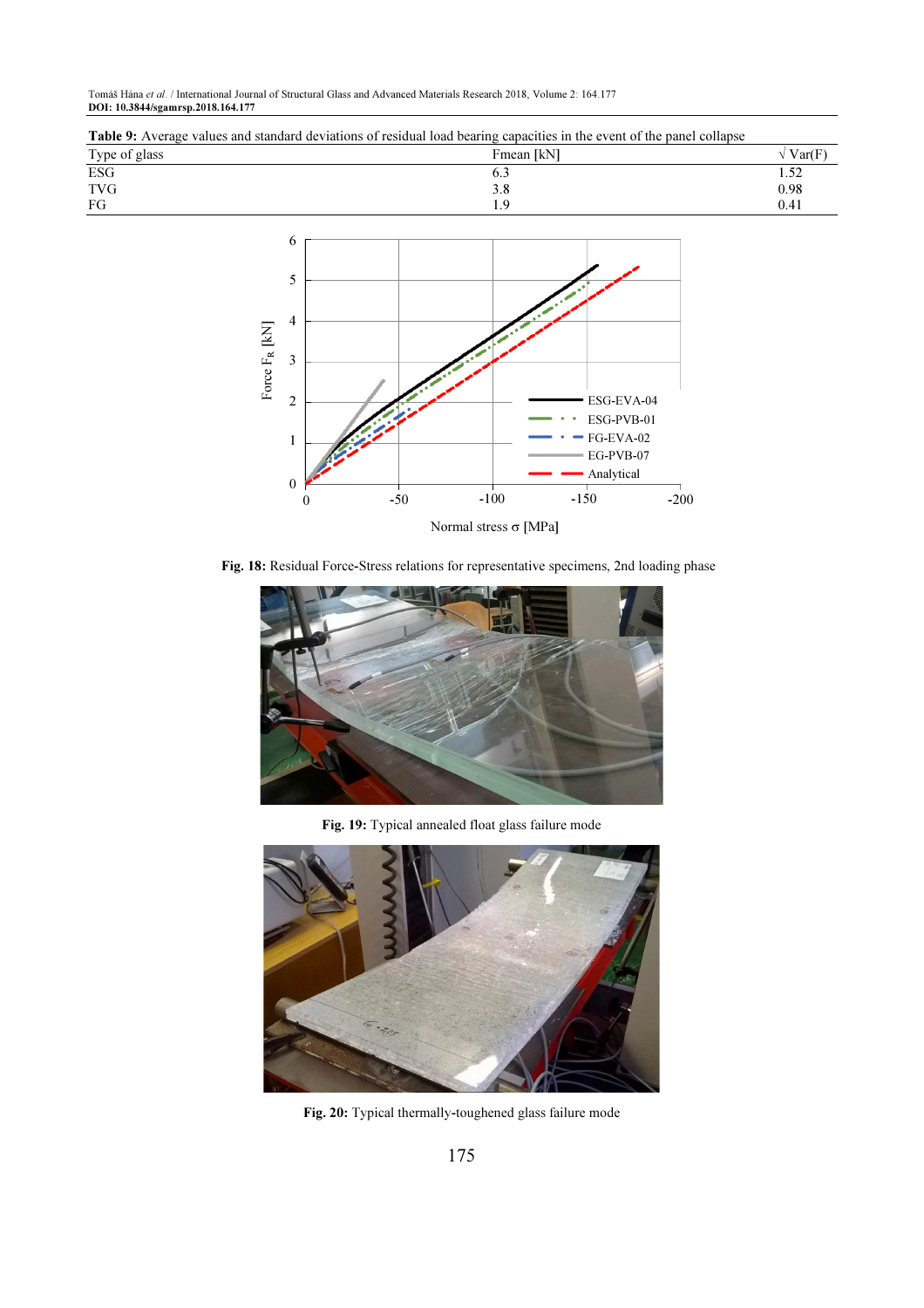**Table 9:** Average values and standard deviations of residual load bearing capacities in the event of the panel collapse

| Type of glass | Fmean [kN] | √ Var(F) |
|---|---|---|
| ESG | 6.3 | 1.52 |
| TVG | 3.8 | 0.98 |
| FG | 1.9 | 0.41 |

**Fig. 18:** Residual Force-Stress relations for representative specimens, 2nd loading phase

**Fig. 19:** Typical annealed float glass failure mode

**Fig. 20:** Typical thermally-toughened glass failure mode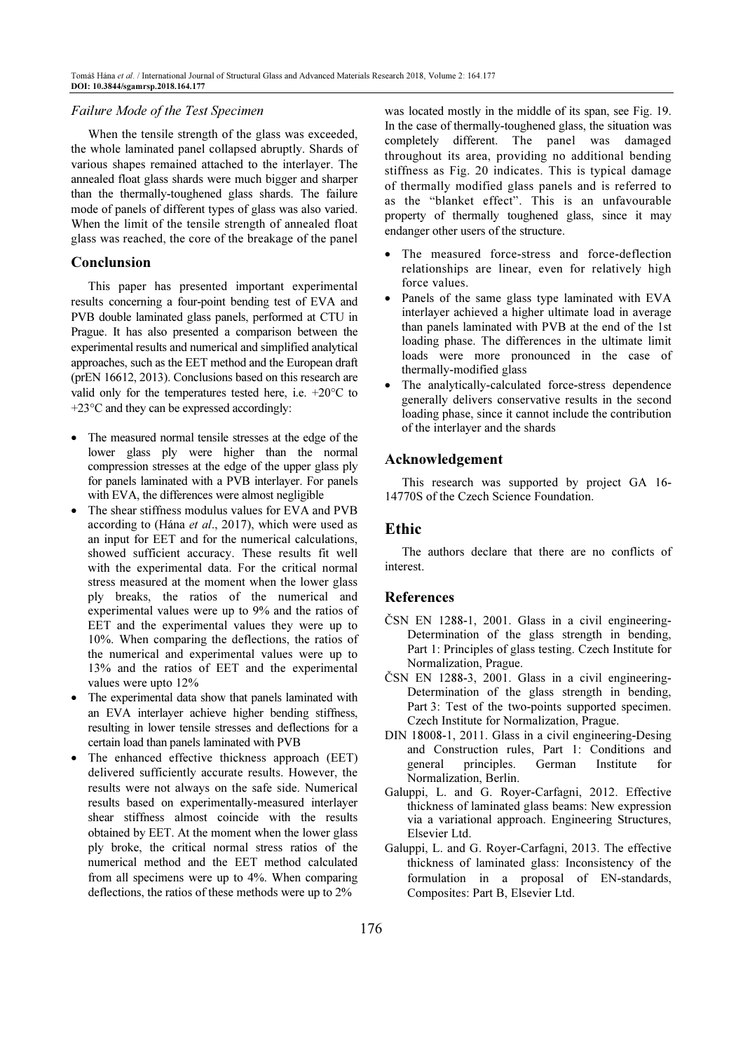### *Failure Mode of the Test Specimen*

When the tensile strength of the glass was exceeded, the whole laminated panel collapsed abruptly. Shards of various shapes remained attached to the interlayer. The annealed float glass shards were much bigger and sharper than the thermally-toughened glass shards. The failure mode of panels of different types of glass was also varied. When the limit of the tensile strength of annealed float glass was reached, the core of the breakage of the panel was located mostly in the middle of its span, see Fig. 19. In the case of thermally-toughened glass, the situation was completely different. The panel was damaged throughout its area, providing no additional bending stiffness as Fig. 20 indicates. This is typical damage of thermally modified glass panels and is referred to as the "blanket effect". This is an unfavourable property of thermally toughened glass, since it may endanger other users of the structure.

## Conclusion

This paper has presented important experimental results concerning a four-point bending test of EVA and PVB double laminated glass panels, performed at CTU in Prague. It has also presented a comparison between the experimental results and numerical and simplified analytical approaches, such as the EET method and the European draft (prEN 16612, 2013). Conclusions based on this research are valid only for the temperatures tested here, i.e. +20°C to +23°C and they can be expressed accordingly:

- The measured normal tensile stresses at the edge of the lower glass ply were higher than the normal compression stresses at the edge of the upper glass ply for panels laminated with a PVB interlayer. For panels with EVA, the differences were almost negligible
- The shear stiffness modulus values for EVA and PVB according to (Hána *et al*., 2017), which were used as an input for EET and for the numerical calculations, showed sufficient accuracy. These results fit well with the experimental data. For the critical normal stress measured at the moment when the lower glass ply breaks, the ratios of the numerical and experimental values were up to 9% and the ratios of EET and the experimental values they were up to 10%. When comparing the deflections, the ratios of the numerical and experimental values were up to 13% and the ratios of EET and the experimental values were upto 12%
- The experimental data show that panels laminated with an EVA interlayer achieve higher bending stiffness, resulting in lower tensile stresses and deflections for a certain load than panels laminated with PVB
- The enhanced effective thickness approach (EET) delivered sufficiently accurate results. However, the results were not always on the safe side. Numerical results based on experimentally-measured interlayer shear stiffness almost coincide with the results obtained by EET. At the moment when the lower glass ply broke, the critical normal stress ratios of the numerical method and the EET method calculated from all specimens were up to 4%. When comparing deflections, the ratios of these methods were up to 2%
- The measured force-stress and force-deflection relationships are linear, even for relatively high force values.
- Panels of the same glass type laminated with EVA interlayer achieved a higher ultimate load in average than panels laminated with PVB at the end of the 1st loading phase. The differences in the ultimate limit loads were more pronounced in the case of thermally-modified glass
- The analytically-calculated force-stress dependence generally delivers conservative results in the second loading phase, since it cannot include the contribution of the interlayer and the shards

## Acknowledgement

This research was supported by project GA 16-14770S of the Czech Science Foundation.

## Ethic

The authors declare that there are no conflicts of interest.

## References

ČSN EN 1288-1, 2001. Glass in a civil engineering-Determination of the glass strength in bending, Part 1: Principles of glass testing. Czech Institute for Normalization, Prague.

ČSN EN 1288-3, 2001. Glass in a civil engineering-Determination of the glass strength in bending, Part 3: Test of the two-points supported specimen. Czech Institute for Normalization, Prague.

DIN 18008-1, 2011. Glass in a civil engineering-Desing and Construction rules, Part 1: Conditions and general principles. German Institute for Normalization, Berlin.

Galuppi, L. and G. Royer-Carfagni, 2012. Effective thickness of laminated glass beams: New expression via a variational approach. Engineering Structures, Elsevier Ltd.

Galuppi, L. and G. Royer-Carfagni, 2013. The effective thickness of laminated glass: Inconsistency of the formulation in a proposal of EN-standards, Composites: Part B, Elsevier Ltd.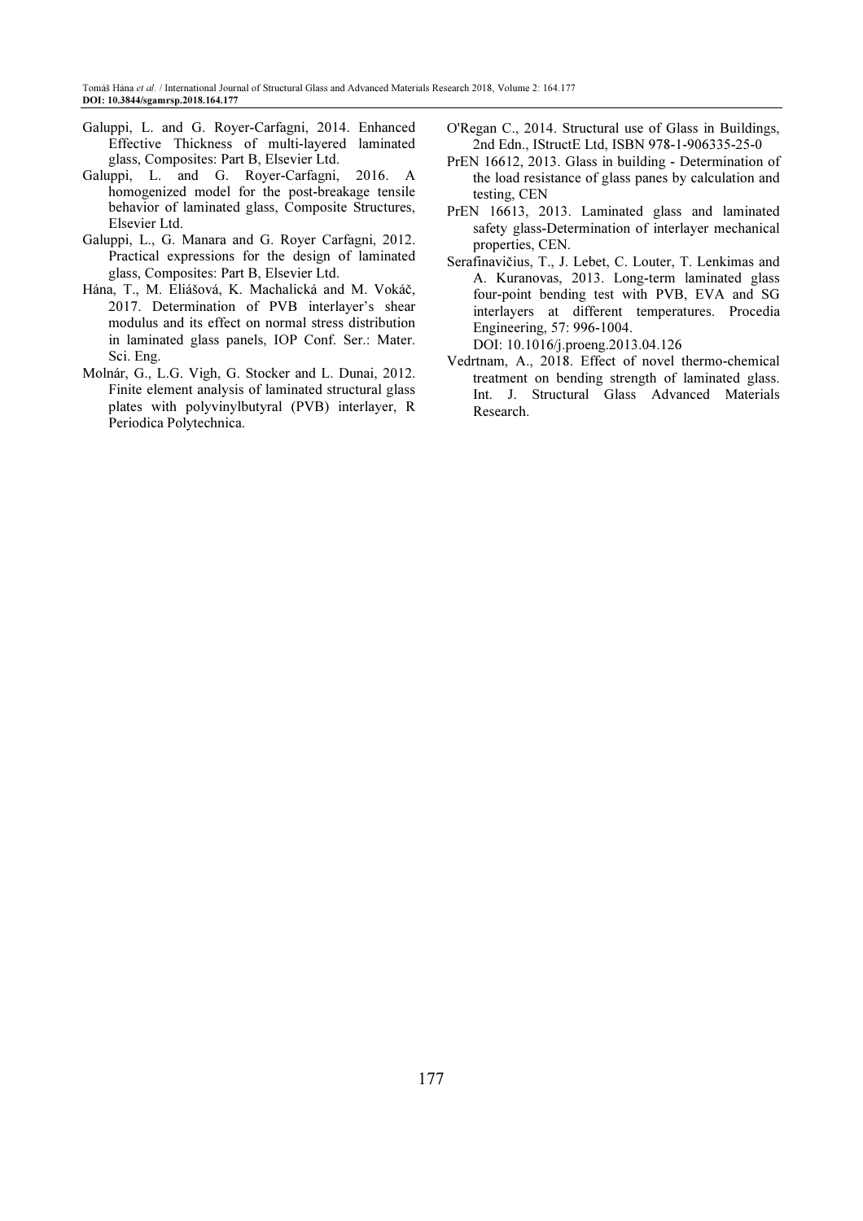Galuppi, L. and G. Royer-Carfagni, 2014. Enhanced Effective Thickness of multi-layered laminated glass, Composites: Part B, Elsevier Ltd.

Galuppi, L. and G. Royer-Carfagni, 2016. A homogenized model for the post-breakage tensile behavior of laminated glass, Composite Structures, Elsevier Ltd.

Galuppi, L., G. Manara and G. Royer Carfagni, 2012. Practical expressions for the design of laminated glass, Composites: Part B, Elsevier Ltd.

Hána, T., M. Eliášová, K. Machalická and M. Vokáč, 2017. Determination of PVB interlayer's shear modulus and its effect on normal stress distribution in laminated glass panels, IOP Conf. Ser.: Mater. Sci. Eng.

Molnár, G., L.G. Vigh, G. Stocker and L. Dunai, 2012. Finite element analysis of laminated structural glass plates with polyvinylbutyral (PVB) interlayer, R Periodica Polytechnica.

O'Regan C., 2014. Structural use of Glass in Buildings, 2nd Edn., IStructE Ltd, ISBN 978-1-906335-25-0

PrEN 16612, 2013. Glass in building - Determination of the load resistance of glass panes by calculation and testing, CEN

PrEN 16613, 2013. Laminated glass and laminated safety glass-Determination of interlayer mechanical properties, CEN.

Serafinavičius, T., J. Lebet, C. Louter, T. Lenkimas and A. Kuranovas, 2013. Long-term laminated glass four-point bending test with PVB, EVA and SG interlayers at different temperatures. Procedia Engineering, 57: 996-1004. DOI: 10.1016/j.proeng.2013.04.126

Vedrtnam, A., 2018. Effect of novel thermo-chemical treatment on bending strength of laminated glass. Int. J. Structural Glass Advanced Materials Research.